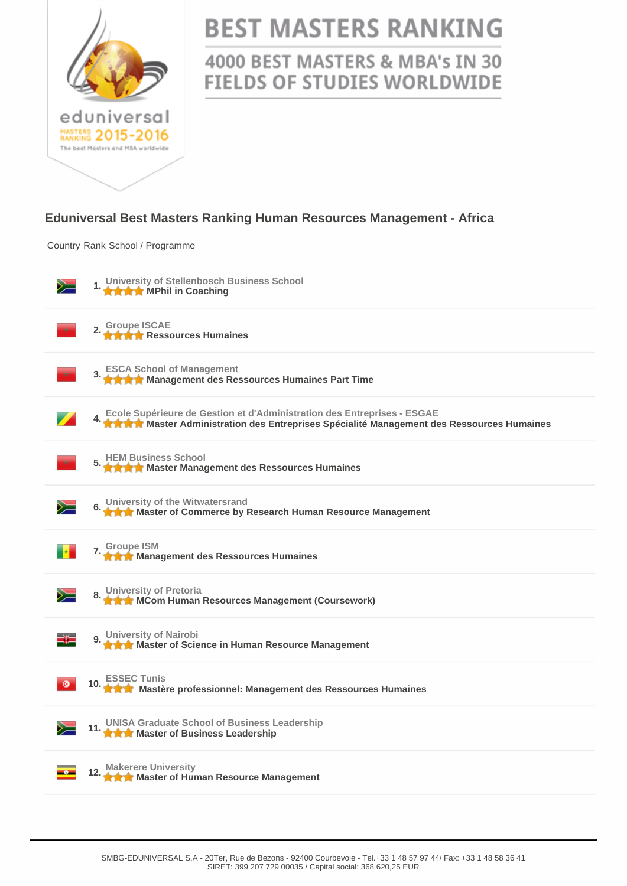# BEST MASTERS RANKING

## 4000 BEST MASTERS & MBA's IN 30 FIELDS OF STUDIES WORLDWIDE

eduniversal MASTERS RANKING 2015-2016
The best Masters and MBA worldwide

### Eduniversal Best Masters Ranking Human Resources Management - Africa

| Country | Rank | School / Programme |
|---|---|---|
| | 1. | University of Stellenbosch Business School<br>★★★★ **MPhil in Coaching** |
| | 2. | Groupe ISCAE<br>★★★★ **Ressources Humaines** |
| | 3. | ESCA School of Management<br>★★★★ **Management des Ressources Humaines Part Time** |
| | 4. | Ecole Supérieure de Gestion et d'Administration des Entreprises - ESGAE<br>★★★★ **Master Administration des Entreprises Spécialité Management des Ressources Humaines** |
| | 5. | HEM Business School<br>★★★★ **Master Management des Ressources Humaines** |
| | 6. | University of the Witwatersrand<br>★★★ **Master of Commerce by Research Human Resource Management** |
| | 7. | Groupe ISM<br>★★★ **Management des Ressources Humaines** |
| | 8. | University of Pretoria<br>★★★ **MCom Human Resources Management (Coursework)** |
| | 9. | University of Nairobi<br>★★★ **Master of Science in Human Resource Management** |
| | 10. | ESSEC Tunis<br>★★★ **Mastère professionnel: Management des Ressources Humaines** |
| | 11. | UNISA Graduate School of Business Leadership<br>★★★ **Master of Business Leadership** |
| | 12. | Makerere University<br>★★★ **Master of Human Resource Management** |

SMBG-EDUNIVERSAL S.A - 20Ter, Rue de Bezons - 92400 Courbevoie - Tel.+33 1 48 57 97 44/ Fax: +33 1 48 58 36 41
SIRET: 399 207 729 00035 / Capital social: 368 620,25 EUR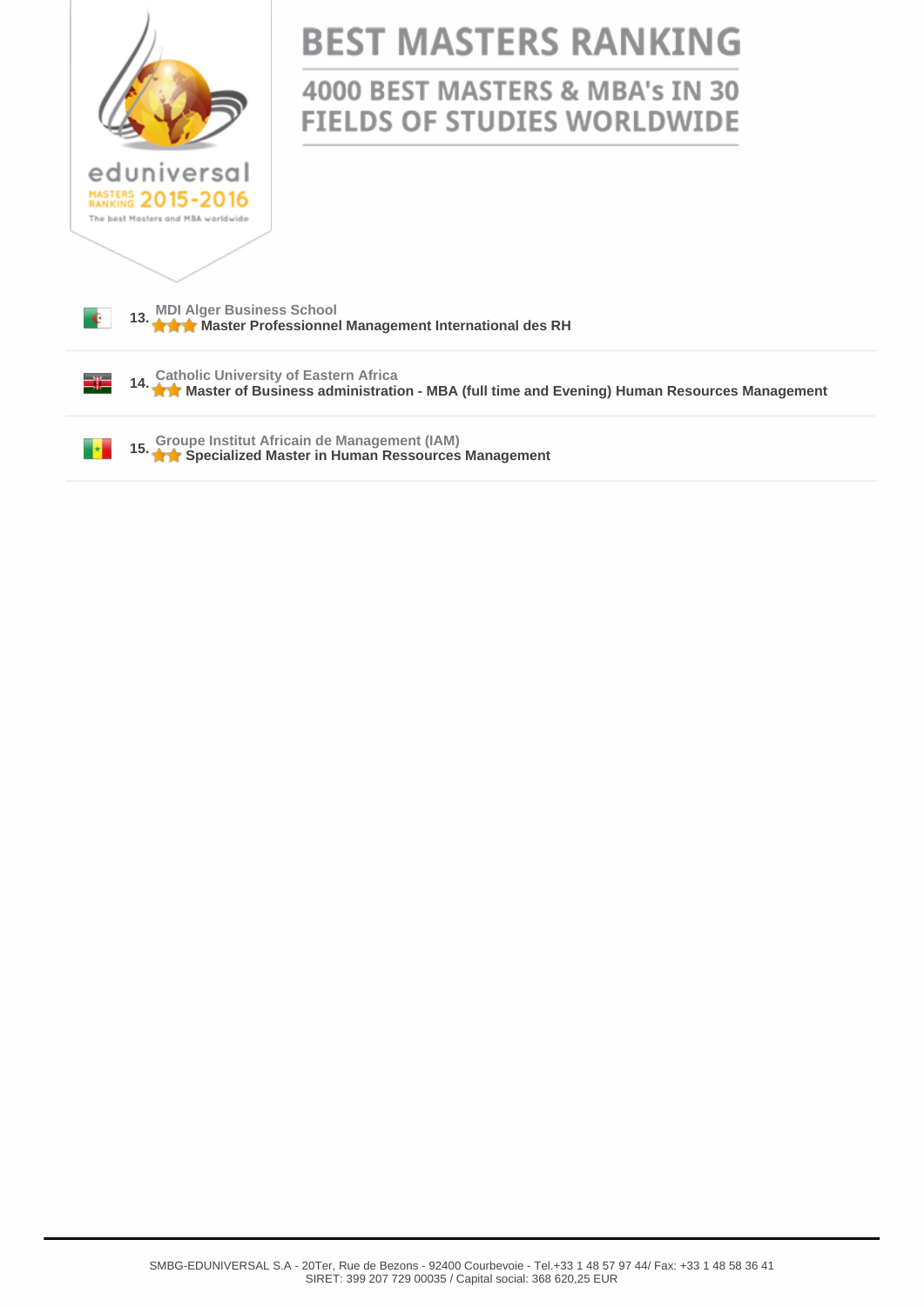# BEST MASTERS RANKING

## 4000 BEST MASTERS & MBA's IN 30 FIELDS OF STUDIES WORLDWIDE

eduniversal MASTERS RANKING 2015-2016

The best Masters and MBA worldwide

13. MDI Alger Business School
**Master Professionnel Management International des RH**

14. Catholic University of Eastern Africa
**Master of Business administration - MBA (full time and Evening) Human Resources Management**

15. Groupe Institut Africain de Management (IAM)
**Specialized Master in Human Ressources Management**

SMBG-EDUNIVERSAL S.A - 20Ter, Rue de Bezons - 92400 Courbevoie - Tel.+33 1 48 57 97 44/ Fax: +33 1 48 58 36 41
SIRET: 399 207 729 00035 / Capital social: 368 620,25 EUR